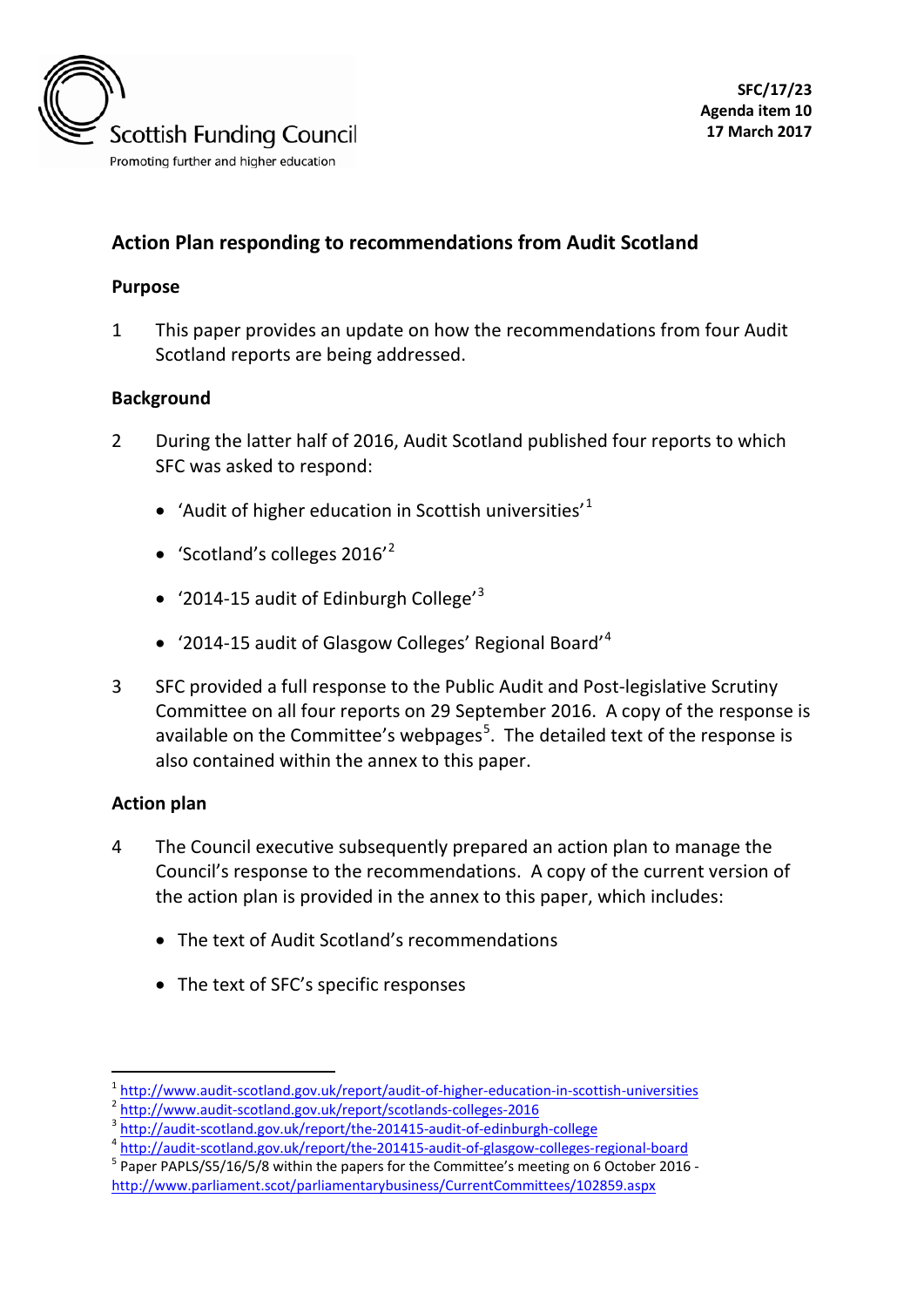Scottish Funding Council
Promoting further and higher education

**SFC/17/23**
**Agenda item 10**
**17 March 2017**

## Action Plan responding to recommendations from Audit Scotland

### Purpose

1 This paper provides an update on how the recommendations from four Audit Scotland reports are being addressed.

### Background

2 During the latter half of 2016, Audit Scotland published four reports to which SFC was asked to respond:

- 'Audit of higher education in Scottish universities'[1]
- 'Scotland's colleges 2016'[2]
- '2014-15 audit of Edinburgh College'[3]
- '2014-15 audit of Glasgow Colleges' Regional Board'[4]

3 SFC provided a full response to the Public Audit and Post-legislative Scrutiny Committee on all four reports on 29 September 2016. A copy of the response is available on the Committee's webpages[5]. The detailed text of the response is also contained within the annex to this paper.

### Action plan

4 The Council executive subsequently prepared an action plan to manage the Council's response to the recommendations. A copy of the current version of the action plan is provided in the annex to this paper, which includes:

- The text of Audit Scotland's recommendations
- The text of SFC's specific responses

---

[1] http://www.audit-scotland.gov.uk/report/audit-of-higher-education-in-scottish-universities
[2] http://www.audit-scotland.gov.uk/report/scotlands-colleges-2016
[3] http://audit-scotland.gov.uk/report/the-201415-audit-of-edinburgh-college
[4] http://audit-scotland.gov.uk/report/the-201415-audit-of-glasgow-colleges-regional-board
[5] Paper PAPLS/S5/16/5/8 within the papers for the Committee's meeting on 6 October 2016 - http://www.parliament.scot/parliamentarybusiness/CurrentCommittees/102859.aspx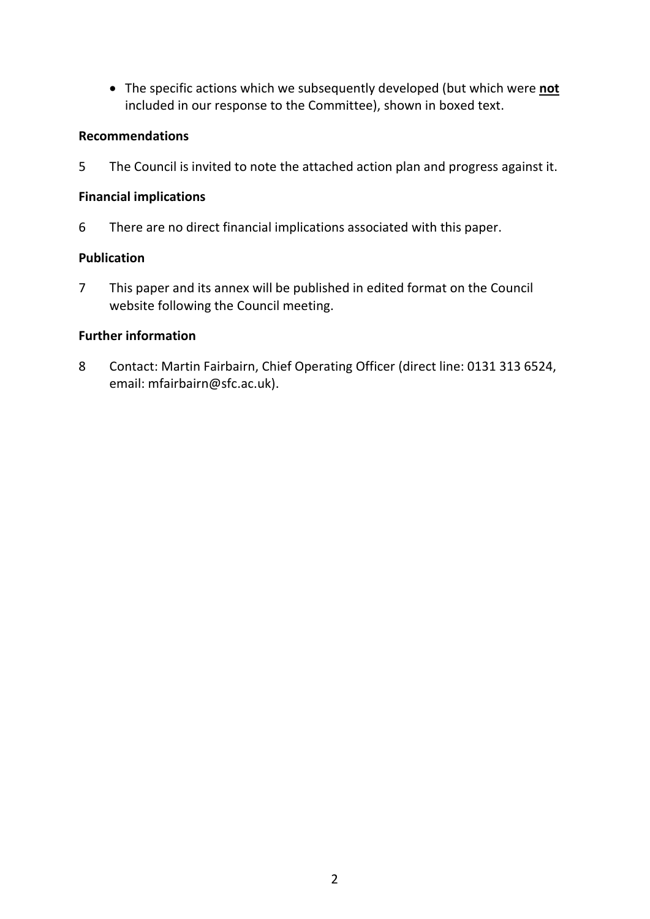- The specific actions which we subsequently developed (but which were **not** included in our response to the Committee), shown in boxed text.

**Recommendations**

5 The Council is invited to note the attached action plan and progress against it.

**Financial implications**

6 There are no direct financial implications associated with this paper.

**Publication**

7 This paper and its annex will be published in edited format on the Council website following the Council meeting.

**Further information**

8 Contact: Martin Fairbairn, Chief Operating Officer (direct line: 0131 313 6524, email: mfairbairn@sfc.ac.uk).